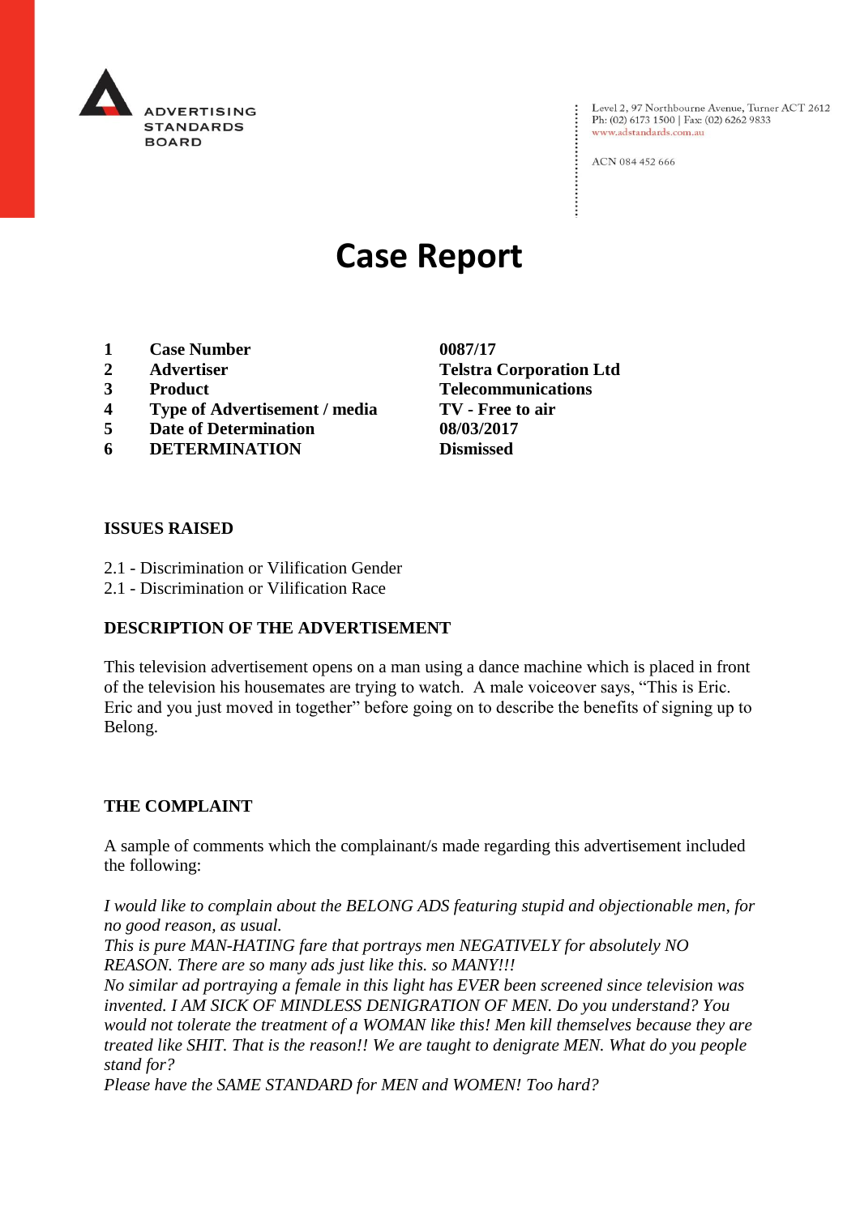ADVERTISING STANDARDS BOARD

Level 2, 97 Northbourne Avenue, Turner ACT 2612
Ph: (02) 6173 1500 | Fax: (02) 6262 9833
www.adstandards.com.au

ACN 084 452 666

# Case Report

| | | |
|---|---|---|
| **1** | **Case Number** | **0087/17** |
| **2** | **Advertiser** | **Telstra Corporation Ltd** |
| **3** | **Product** | **Telecommunications** |
| **4** | **Type of Advertisement / media** | **TV - Free to air** |
| **5** | **Date of Determination** | **08/03/2017** |
| **6** | **DETERMINATION** | **Dismissed** |

## ISSUES RAISED

2.1 - Discrimination or Vilification Gender
2.1 - Discrimination or Vilification Race

## DESCRIPTION OF THE ADVERTISEMENT

This television advertisement opens on a man using a dance machine which is placed in front of the television his housemates are trying to watch. A male voiceover says, "This is Eric. Eric and you just moved in together" before going on to describe the benefits of signing up to Belong.

## THE COMPLAINT

A sample of comments which the complainant/s made regarding this advertisement included the following:

*I would like to complain about the BELONG ADS featuring stupid and objectionable men, for no good reason, as usual.*
*This is pure MAN-HATING fare that portrays men NEGATIVELY for absolutely NO REASON. There are so many ads just like this. so MANY!!!*
*No similar ad portraying a female in this light has EVER been screened since television was invented. I AM SICK OF MINDLESS DENIGRATION OF MEN. Do you understand? You would not tolerate the treatment of a WOMAN like this! Men kill themselves because they are treated like SHIT. That is the reason!! We are taught to denigrate MEN. What do you people stand for?*
*Please have the SAME STANDARD for MEN and WOMEN! Too hard?*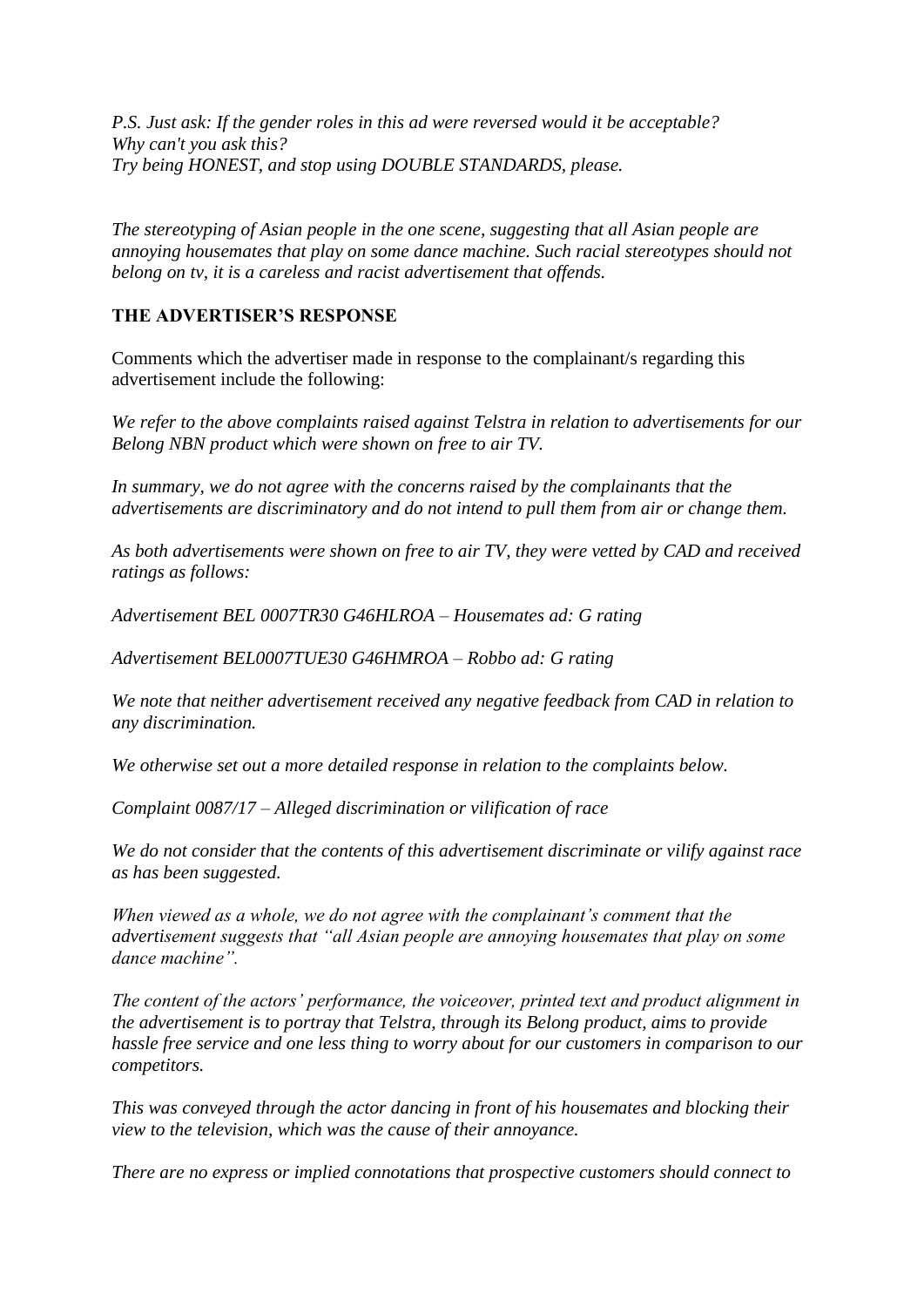*P.S. Just ask: If the gender roles in this ad were reversed would it be acceptable? Why can't you ask this?*
*Try being HONEST, and stop using DOUBLE STANDARDS, please.*

*The stereotyping of Asian people in the one scene, suggesting that all Asian people are annoying housemates that play on some dance machine. Such racial stereotypes should not belong on tv, it is a careless and racist advertisement that offends.*

**THE ADVERTISER'S RESPONSE**

Comments which the advertiser made in response to the complainant/s regarding this advertisement include the following:

*We refer to the above complaints raised against Telstra in relation to advertisements for our Belong NBN product which were shown on free to air TV.*

*In summary, we do not agree with the concerns raised by the complainants that the advertisements are discriminatory and do not intend to pull them from air or change them.*

*As both advertisements were shown on free to air TV, they were vetted by CAD and received ratings as follows:*

*Advertisement BEL 0007TR30 G46HLROA – Housemates ad: G rating*

*Advertisement BEL0007TUE30 G46HMROA – Robbo ad: G rating*

*We note that neither advertisement received any negative feedback from CAD in relation to any discrimination.*

*We otherwise set out a more detailed response in relation to the complaints below.*

*Complaint 0087/17 – Alleged discrimination or vilification of race*

*We do not consider that the contents of this advertisement discriminate or vilify against race as has been suggested.*

*When viewed as a whole, we do not agree with the complainant's comment that the advertisement suggests that "all Asian people are annoying housemates that play on some dance machine".*

*The content of the actors' performance, the voiceover, printed text and product alignment in the advertisement is to portray that Telstra, through its Belong product, aims to provide hassle free service and one less thing to worry about for our customers in comparison to our competitors.*

*This was conveyed through the actor dancing in front of his housemates and blocking their view to the television, which was the cause of their annoyance.*

*There are no express or implied connotations that prospective customers should connect to*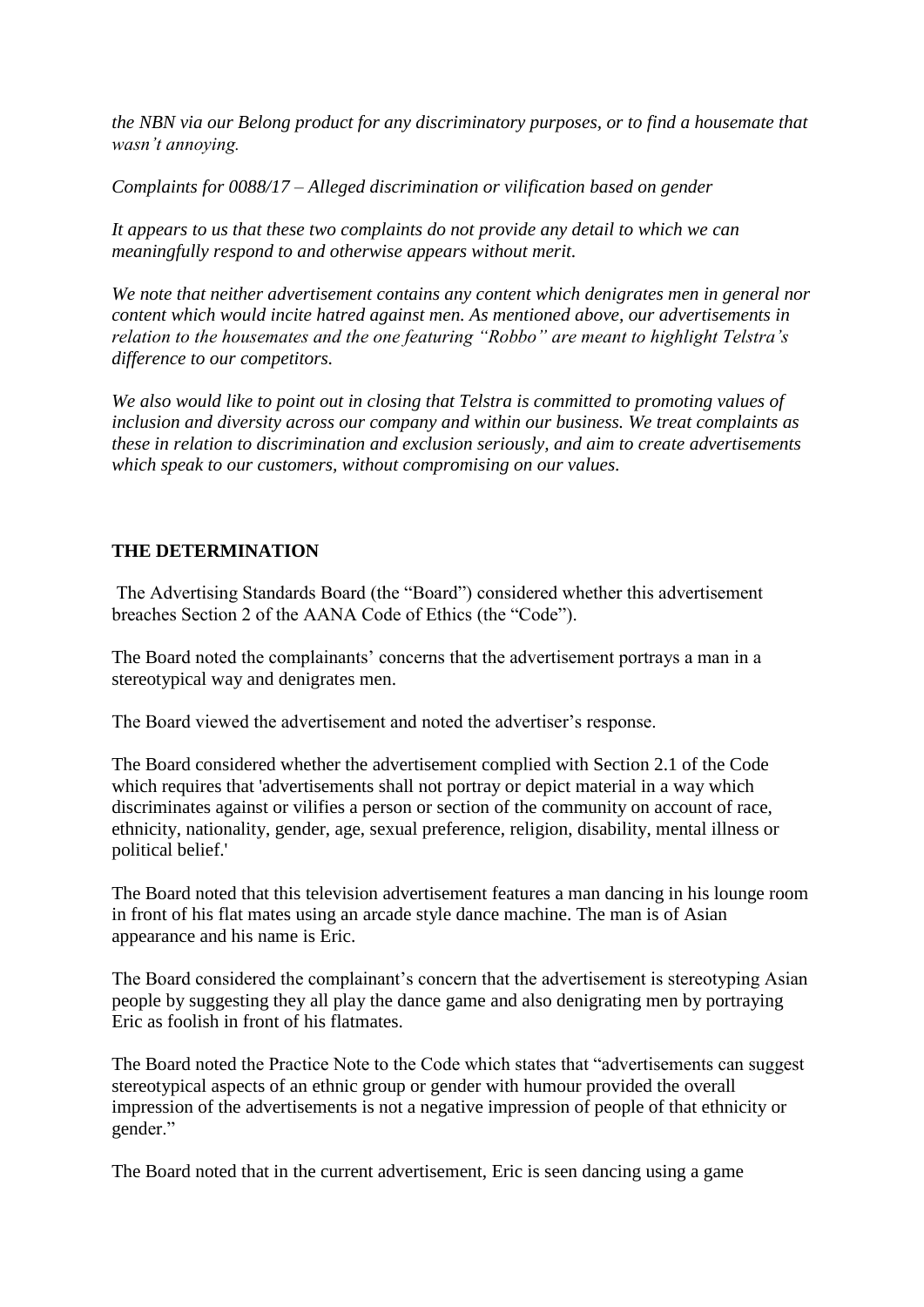*the NBN via our Belong product for any discriminatory purposes, or to find a housemate that wasn't annoying.*

*Complaints for 0088/17 – Alleged discrimination or vilification based on gender*

*It appears to us that these two complaints do not provide any detail to which we can meaningfully respond to and otherwise appears without merit.*

*We note that neither advertisement contains any content which denigrates men in general nor content which would incite hatred against men. As mentioned above, our advertisements in relation to the housemates and the one featuring "Robbo" are meant to highlight Telstra's difference to our competitors.*

*We also would like to point out in closing that Telstra is committed to promoting values of inclusion and diversity across our company and within our business. We treat complaints as these in relation to discrimination and exclusion seriously, and aim to create advertisements which speak to our customers, without compromising on our values.*

**THE DETERMINATION**

The Advertising Standards Board (the "Board") considered whether this advertisement breaches Section 2 of the AANA Code of Ethics (the "Code").

The Board noted the complainants' concerns that the advertisement portrays a man in a stereotypical way and denigrates men.

The Board viewed the advertisement and noted the advertiser's response.

The Board considered whether the advertisement complied with Section 2.1 of the Code which requires that 'advertisements shall not portray or depict material in a way which discriminates against or vilifies a person or section of the community on account of race, ethnicity, nationality, gender, age, sexual preference, religion, disability, mental illness or political belief.'

The Board noted that this television advertisement features a man dancing in his lounge room in front of his flat mates using an arcade style dance machine. The man is of Asian appearance and his name is Eric.

The Board considered the complainant's concern that the advertisement is stereotyping Asian people by suggesting they all play the dance game and also denigrating men by portraying Eric as foolish in front of his flatmates.

The Board noted the Practice Note to the Code which states that "advertisements can suggest stereotypical aspects of an ethnic group or gender with humour provided the overall impression of the advertisements is not a negative impression of people of that ethnicity or gender."

The Board noted that in the current advertisement, Eric is seen dancing using a game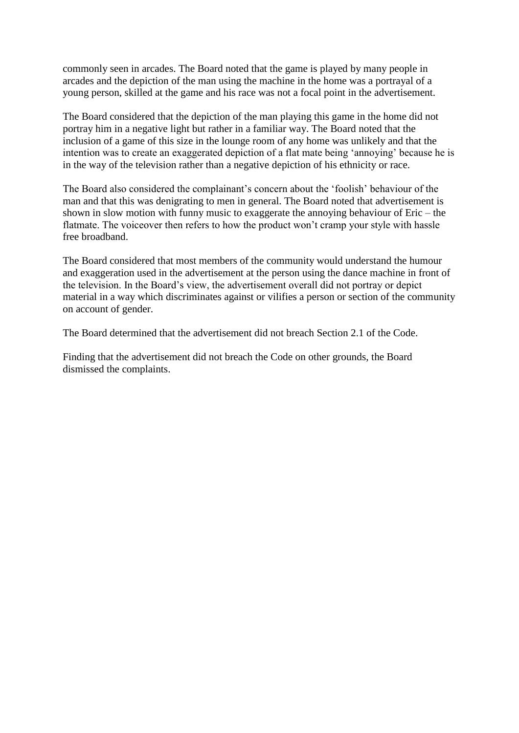commonly seen in arcades. The Board noted that the game is played by many people in arcades and the depiction of the man using the machine in the home was a portrayal of a young person, skilled at the game and his race was not a focal point in the advertisement.

The Board considered that the depiction of the man playing this game in the home did not portray him in a negative light but rather in a familiar way. The Board noted that the inclusion of a game of this size in the lounge room of any home was unlikely and that the intention was to create an exaggerated depiction of a flat mate being 'annoying' because he is in the way of the television rather than a negative depiction of his ethnicity or race.

The Board also considered the complainant's concern about the 'foolish' behaviour of the man and that this was denigrating to men in general. The Board noted that advertisement is shown in slow motion with funny music to exaggerate the annoying behaviour of Eric – the flatmate. The voiceover then refers to how the product won't cramp your style with hassle free broadband.

The Board considered that most members of the community would understand the humour and exaggeration used in the advertisement at the person using the dance machine in front of the television. In the Board's view, the advertisement overall did not portray or depict material in a way which discriminates against or vilifies a person or section of the community on account of gender.

The Board determined that the advertisement did not breach Section 2.1 of the Code.

Finding that the advertisement did not breach the Code on other grounds, the Board dismissed the complaints.